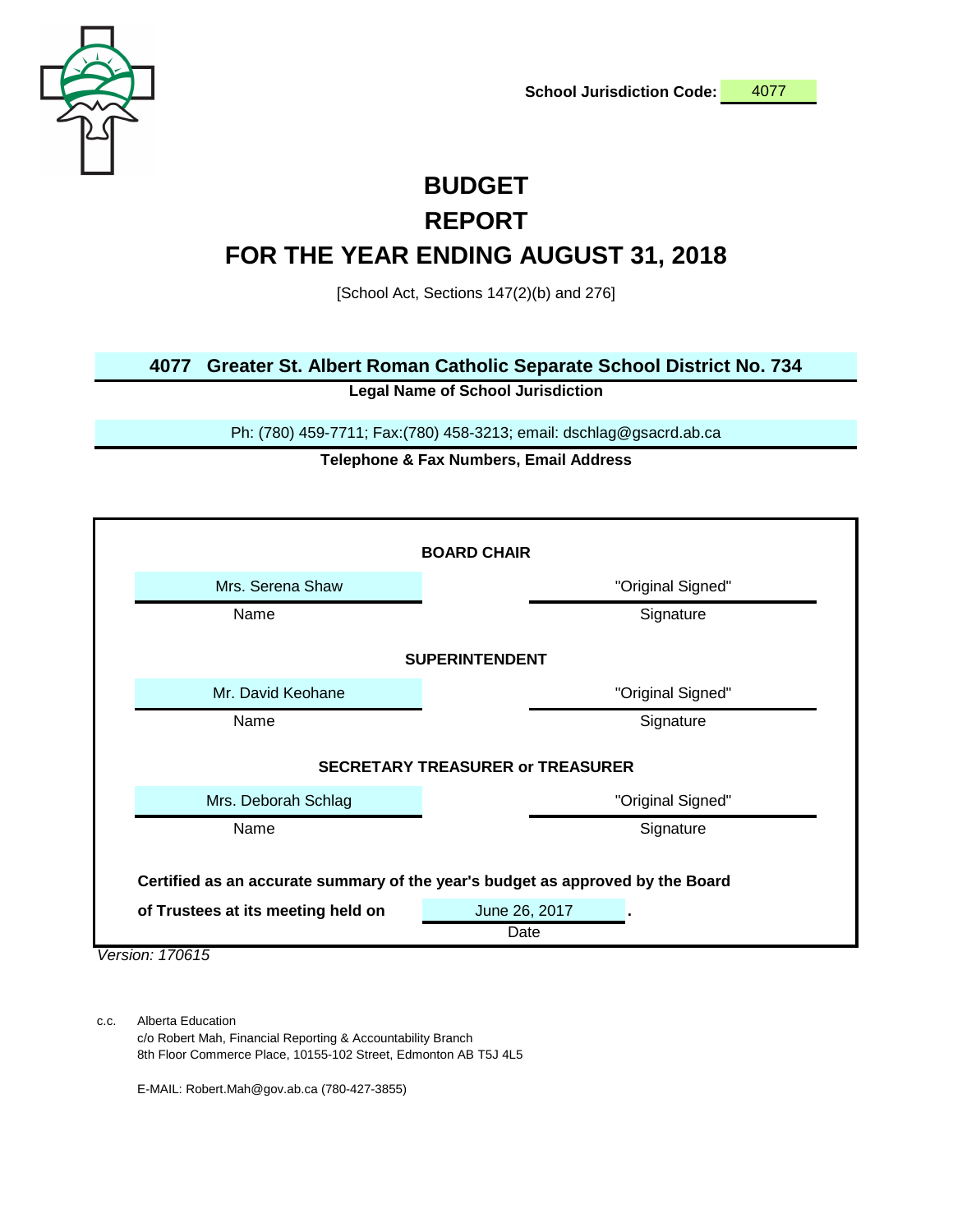**School Jurisdiction Code:** 4077

# BUDGET
# REPORT
# FOR THE YEAR ENDING AUGUST 31, 2018

[School Act, Sections 147(2)(b) and 276]

**4077 Greater St. Albert Roman Catholic Separate School District No. 734**

**Legal Name of School Jurisdiction**

Ph: (780) 459-7711; Fax:(780) 458-3213; email: dschlag@gsacrd.ab.ca

**Telephone & Fax Numbers, Email Address**

**BOARD CHAIR**

| Name | Signature |
|---|---|
| Mrs. Serena Shaw | "Original Signed" |

**SUPERINTENDENT**

| Name | Signature |
|---|---|
| Mr. David Keohane | "Original Signed" |

**SECRETARY TREASURER or TREASURER**

| Name | Signature |
|---|---|
| Mrs. Deborah Schlag | "Original Signed" |

**Certified as an accurate summary of the year's budget as approved by the Board of Trustees at its meeting held on** June 26, 2017 **.**

Date

*Version: 170615*

c.c. Alberta Education
c/o Robert Mah, Financial Reporting & Accountability Branch
8th Floor Commerce Place, 10155-102 Street, Edmonton AB T5J 4L5

E-MAIL: Robert.Mah@gov.ab.ca (780-427-3855)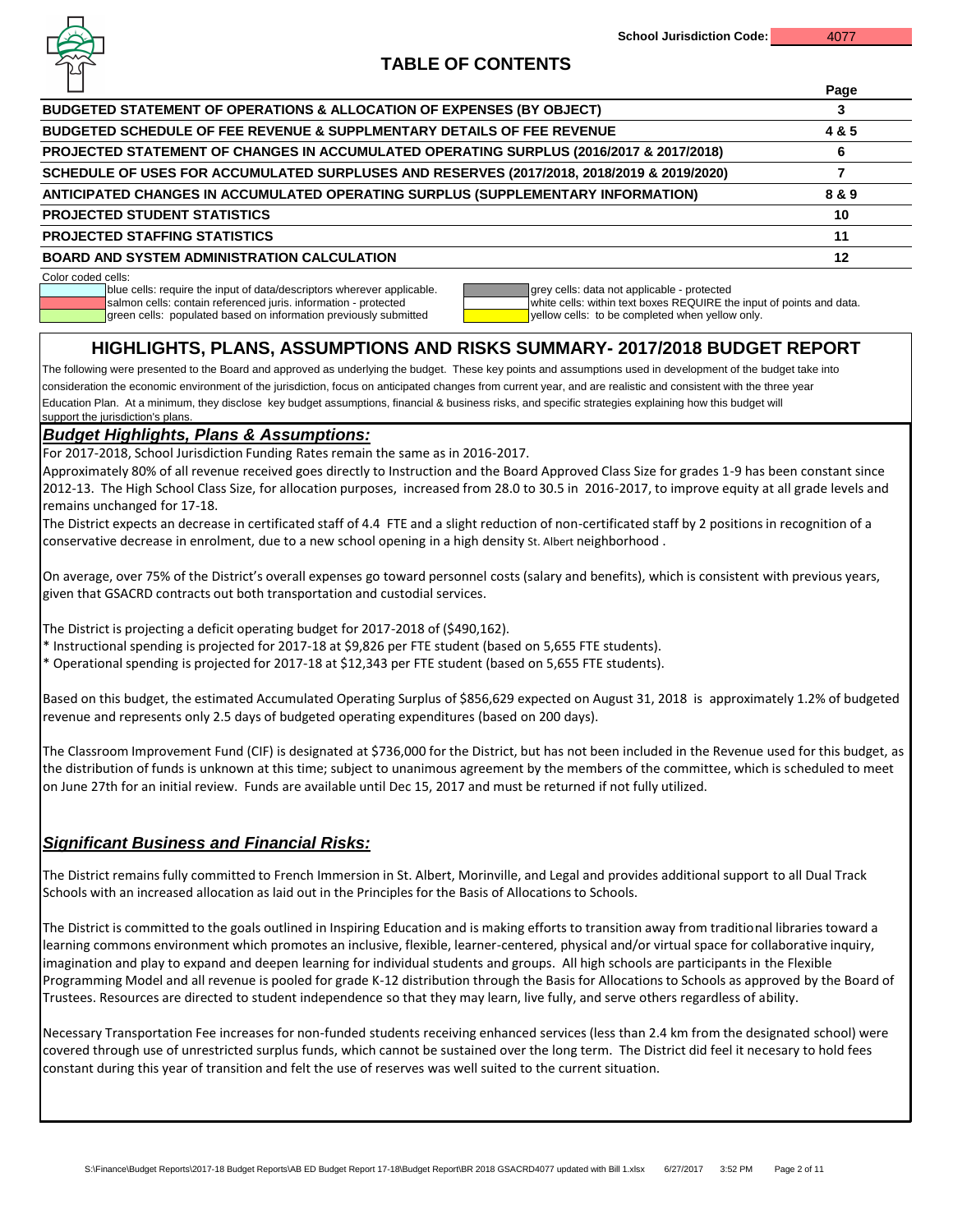School Jurisdiction Code: 4077

# TABLE OF CONTENTS

| | Page |
|---|---|
| **BUDGETED STATEMENT OF OPERATIONS & ALLOCATION OF EXPENSES (BY OBJECT)** | **3** |
| **BUDGETED SCHEDULE OF FEE REVENUE & SUPPLMENTARY DETAILS OF FEE REVENUE** | **4 & 5** |
| **PROJECTED STATEMENT OF CHANGES IN ACCUMULATED OPERATING SURPLUS (2016/2017 & 2017/2018)** | **6** |
| **SCHEDULE OF USES FOR ACCUMULATED SURPLUSES AND RESERVES (2017/2018, 2018/2019 & 2019/2020)** | **7** |
| **ANTICIPATED CHANGES IN ACCUMULATED OPERATING SURPLUS (SUPPLEMENTARY INFORMATION)** | **8 & 9** |
| **PROJECTED STUDENT STATISTICS** | **10** |
| **PROJECTED STAFFING STATISTICS** | **11** |
| **BOARD AND SYSTEM ADMINISTRATION CALCULATION** | **12** |

Color coded cells:

- blue cells: require the input of data/descriptors wherever applicable.
- salmon cells: contain referenced juris. information - protected
- green cells: populated based on information previously submitted
- grey cells: data not applicable - protected
- white cells: within text boxes REQUIRE the input of points and data.
- yellow cells: to be completed when yellow only.

## HIGHLIGHTS, PLANS, ASSUMPTIONS AND RISKS SUMMARY- 2017/2018 BUDGET REPORT

The following were presented to the Board and approved as underlying the budget. These key points and assumptions used in development of the budget take into consideration the economic environment of the jurisdiction, focus on anticipated changes from current year, and are realistic and consistent with the three year Education Plan. At a minimum, they disclose key budget assumptions, financial & business risks, and specific strategies explaining how this budget will support the jurisdiction's plans.

### *Budget Highlights, Plans & Assumptions:*

For 2017-2018, School Jurisdiction Funding Rates remain the same as in 2016-2017.

Approximately 80% of all revenue received goes directly to Instruction and the Board Approved Class Size for grades 1-9 has been constant since 2012-13. The High School Class Size, for allocation purposes, increased from 28.0 to 30.5 in 2016-2017, to improve equity at all grade levels and remains unchanged for 17-18.

The District expects an decrease in certificated staff of 4.4 FTE and a slight reduction of non-certificated staff by 2 positions in recognition of a conservative decrease in enrolment, due to a new school opening in a high density St. Albert neighborhood .

On average, over 75% of the District's overall expenses go toward personnel costs (salary and benefits), which is consistent with previous years, given that GSACRD contracts out both transportation and custodial services.

The District is projecting a deficit operating budget for 2017-2018 of ($490,162).

\* Instructional spending is projected for 2017-18 at $9,826 per FTE student (based on 5,655 FTE students).

\* Operational spending is projected for 2017-18 at $12,343 per FTE student (based on 5,655 FTE students).

Based on this budget, the estimated Accumulated Operating Surplus of $856,629 expected on August 31, 2018 is approximately 1.2% of budgeted revenue and represents only 2.5 days of budgeted operating expenditures (based on 200 days).

The Classroom Improvement Fund (CIF) is designated at $736,000 for the District, but has not been included in the Revenue used for this budget, as the distribution of funds is unknown at this time; subject to unanimous agreement by the members of the committee, which is scheduled to meet on June 27th for an initial review. Funds are available until Dec 15, 2017 and must be returned if not fully utilized.

### *Significant Business and Financial Risks:*

The District remains fully committed to French Immersion in St. Albert, Morinville, and Legal and provides additional support to all Dual Track Schools with an increased allocation as laid out in the Principles for the Basis of Allocations to Schools.

The District is committed to the goals outlined in Inspiring Education and is making efforts to transition away from traditional libraries toward a learning commons environment which promotes an inclusive, flexible, learner-centered, physical and/or virtual space for collaborative inquiry, imagination and play to expand and deepen learning for individual students and groups. All high schools are participants in the Flexible Programming Model and all revenue is pooled for grade K-12 distribution through the Basis for Allocations to Schools as approved by the Board of Trustees. Resources are directed to student independence so that they may learn, live fully, and serve others regardless of ability.

Necessary Transportation Fee increases for non-funded students receiving enhanced services (less than 2.4 km from the designated school) were covered through use of unrestricted surplus funds, which cannot be sustained over the long term. The District did feel it necesary to hold fees constant during this year of transition and felt the use of reserves was well suited to the current situation.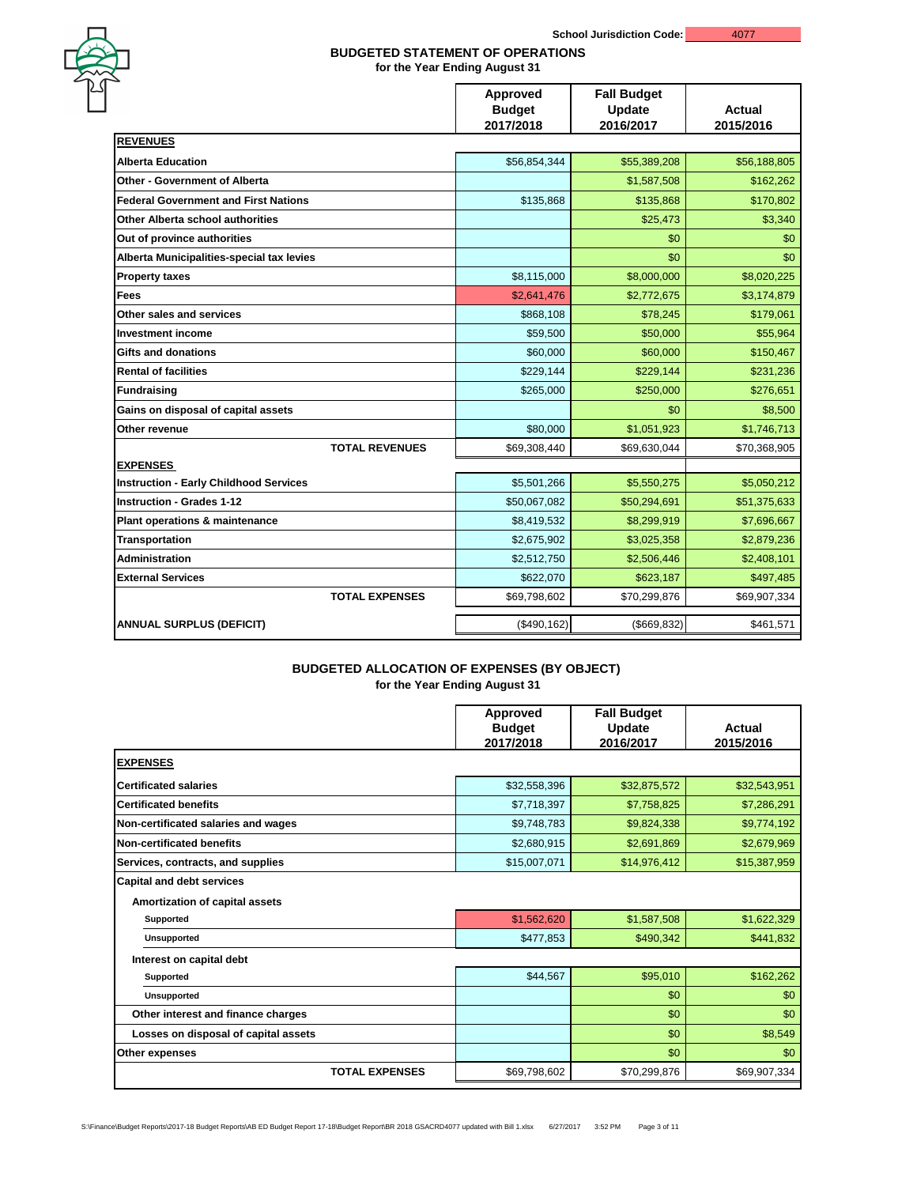School Jurisdiction Code: 4077

## BUDGETED STATEMENT OF OPERATIONS
**for the Year Ending August 31**

| | Approved Budget 2017/2018 | Fall Budget Update 2016/2017 | Actual 2015/2016 |
|---|---|---|---|
| **REVENUES** | | | |
| **Alberta Education** | $56,854,344 | $55,389,208 | $56,188,805 |
| **Other - Government of Alberta** | | $1,587,508 | $162,262 |
| **Federal Government and First Nations** | $135,868 | $135,868 | $170,802 |
| **Other Alberta school authorities** | | $25,473 | $3,340 |
| **Out of province authorities** | | $0 | $0 |
| **Alberta Municipalities-special tax levies** | | $0 | $0 |
| **Property taxes** | $8,115,000 | $8,000,000 | $8,020,225 |
| **Fees** | $2,641,476 | $2,772,675 | $3,174,879 |
| **Other sales and services** | $868,108 | $78,245 | $179,061 |
| **Investment income** | $59,500 | $50,000 | $55,964 |
| **Gifts and donations** | $60,000 | $60,000 | $150,467 |
| **Rental of facilities** | $229,144 | $229,144 | $231,236 |
| **Fundraising** | $265,000 | $250,000 | $276,651 |
| **Gains on disposal of capital assets** | | $0 | $8,500 |
| **Other revenue** | $80,000 | $1,051,923 | $1,746,713 |
| **TOTAL REVENUES** | $69,308,440 | $69,630,044 | $70,368,905 |
| **EXPENSES** | | | |
| **Instruction - Early Childhood Services** | $5,501,266 | $5,550,275 | $5,050,212 |
| **Instruction - Grades 1-12** | $50,067,082 | $50,294,691 | $51,375,633 |
| **Plant operations & maintenance** | $8,419,532 | $8,299,919 | $7,696,667 |
| **Transportation** | $2,675,902 | $3,025,358 | $2,879,236 |
| **Administration** | $2,512,750 | $2,506,446 | $2,408,101 |
| **External Services** | $622,070 | $623,187 | $497,485 |
| **TOTAL EXPENSES** | $69,798,602 | $70,299,876 | $69,907,334 |
| **ANNUAL SURPLUS (DEFICIT)** | ($490,162) | ($669,832) | $461,571 |

## BUDGETED ALLOCATION OF EXPENSES (BY OBJECT)
**for the Year Ending August 31**

| | Approved Budget 2017/2018 | Fall Budget Update 2016/2017 | Actual 2015/2016 |
|---|---|---|---|
| **EXPENSES** | | | |
| **Certificated salaries** | $32,558,396 | $32,875,572 | $32,543,951 |
| **Certificated benefits** | $7,718,397 | $7,758,825 | $7,286,291 |
| **Non-certificated salaries and wages** | $9,748,783 | $9,824,338 | $9,774,192 |
| **Non-certificated benefits** | $2,680,915 | $2,691,869 | $2,679,969 |
| **Services, contracts, and supplies** | $15,007,071 | $14,976,412 | $15,387,959 |
| **Capital and debt services** | | | |
| **Amortization of capital assets** | | | |
| **Supported** | $1,562,620 | $1,587,508 | $1,622,329 |
| **Unsupported** | $477,853 | $490,342 | $441,832 |
| **Interest on capital debt** | | | |
| **Supported** | $44,567 | $95,010 | $162,262 |
| **Unsupported** | | $0 | $0 |
| **Other interest and finance charges** | | $0 | $0 |
| **Losses on disposal of capital assets** | | $0 | $8,549 |
| **Other expenses** | | $0 | $0 |
| **TOTAL EXPENSES** | $69,798,602 | $70,299,876 | $69,907,334 |

S:\Finance\Budget Reports\2017-18 Budget Reports\AB ED Budget Report 17-18\Budget Report\BR 2018 GSACRD4077 updated with Bill 1.xlsx 6/27/2017 3:52 PM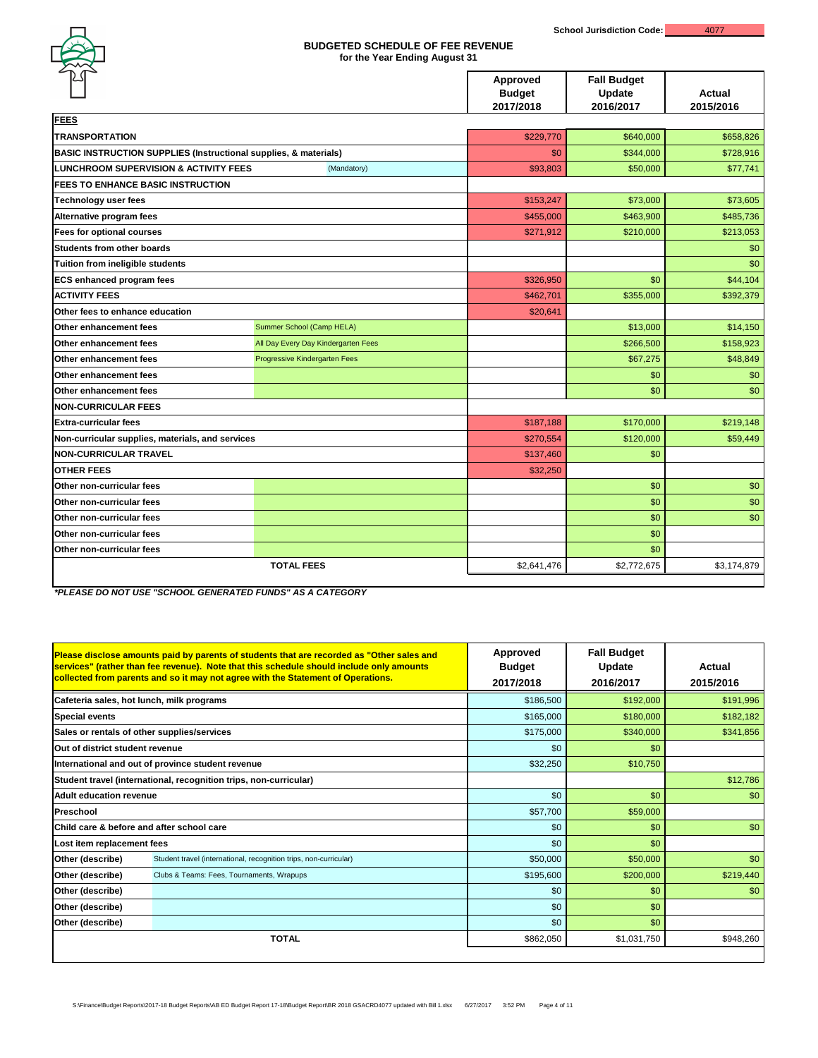School Jurisdiction Code: 4077

## BUDGETED SCHEDULE OF FEE REVENUE
### for the Year Ending August 31

| | | Approved Budget 2017/2018 | Fall Budget Update 2016/2017 | Actual 2015/2016 |
|---|---|---|---|---|
| **FEES** | | | | |
| **TRANSPORTATION** | | $229,770 | $640,000 | $658,826 |
| **BASIC INSTRUCTION SUPPLIES (Instructional supplies, & materials)** | | $0 | $344,000 | $728,916 |
| **LUNCHROOM SUPERVISION & ACTIVITY FEES** | (Mandatory) | $93,803 | $50,000 | $77,741 |
| **FEES TO ENHANCE BASIC INSTRUCTION** | | | | |
| **Technology user fees** | | $153,247 | $73,000 | $73,605 |
| **Alternative program fees** | | $455,000 | $463,900 | $485,736 |
| **Fees for optional courses** | | $271,912 | $210,000 | $213,053 |
| **Students from other boards** | | | | $0 |
| **Tuition from ineligible students** | | | | $0 |
| **ECS enhanced program fees** | | $326,950 | $0 | $44,104 |
| **ACTIVITY FEES** | | $462,701 | $355,000 | $392,379 |
| **Other fees to enhance education** | | $20,641 | | |
| **Other enhancement fees** | Summer School (Camp HELA) | | $13,000 | $14,150 |
| **Other enhancement fees** | All Day Every Day Kindergarten Fees | | $266,500 | $158,923 |
| **Other enhancement fees** | Progressive Kindergarten Fees | | $67,275 | $48,849 |
| **Other enhancement fees** | | | $0 | $0 |
| **Other enhancement fees** | | | $0 | $0 |
| **NON-CURRICULAR FEES** | | | | |
| **Extra-curricular fees** | | $187,188 | $170,000 | $219,148 |
| **Non-curricular supplies, materials, and services** | | $270,554 | $120,000 | $59,449 |
| **NON-CURRICULAR TRAVEL** | | $137,460 | $0 | |
| **OTHER FEES** | | $32,250 | | |
| **Other non-curricular fees** | | | $0 | $0 |
| **Other non-curricular fees** | | | $0 | $0 |
| **Other non-curricular fees** | | | $0 | $0 |
| **Other non-curricular fees** | | | $0 | |
| **Other non-curricular fees** | | | $0 | |
| **TOTAL FEES** | | $2,641,476 | $2,772,675 | $3,174,879 |

***PLEASE DO NOT USE "SCHOOL GENERATED FUNDS" AS A CATEGORY**

| **Please disclose amounts paid by parents of students that are recorded as "Other sales and services" (rather than fee revenue). Note that this schedule should include only amounts collected from parents and so it may not agree with the Statement of Operations.** | | Approved Budget 2017/2018 | Fall Budget Update 2016/2017 | Actual 2015/2016 |
|---|---|---|---|---|
| **Cafeteria sales, hot lunch, milk programs** | | $186,500 | $192,000 | $191,996 |
| **Special events** | | $165,000 | $180,000 | $182,182 |
| **Sales or rentals of other supplies/services** | | $175,000 | $340,000 | $341,856 |
| **Out of district student revenue** | | $0 | $0 | |
| **International and out of province student revenue** | | $32,250 | $10,750 | |
| **Student travel (international, recognition trips, non-curricular)** | | | | $12,786 |
| **Adult education revenue** | | $0 | $0 | $0 |
| **Preschool** | | $57,700 | $59,000 | |
| **Child care & before and after school care** | | $0 | $0 | $0 |
| **Lost item replacement fees** | | $0 | $0 | |
| **Other (describe)** | Student travel (international, recognition trips, non-curricular) | $50,000 | $50,000 | $0 |
| **Other (describe)** | Clubs & Teams: Fees, Tournaments, Wrapups | $195,600 | $200,000 | $219,440 |
| **Other (describe)** | | $0 | $0 | $0 |
| **Other (describe)** | | $0 | $0 | |
| **Other (describe)** | | $0 | $0 | |
| **TOTAL** | | $862,050 | $1,031,750 | $948,260 |

S:\Finance\Budget Reports\2017-18 Budget Reports\AB ED Budget Report 17-18\Budget Report\BR 2018 GSACRD4077 updated with Bill 1.xlsx 6/27/2017 3:52 PM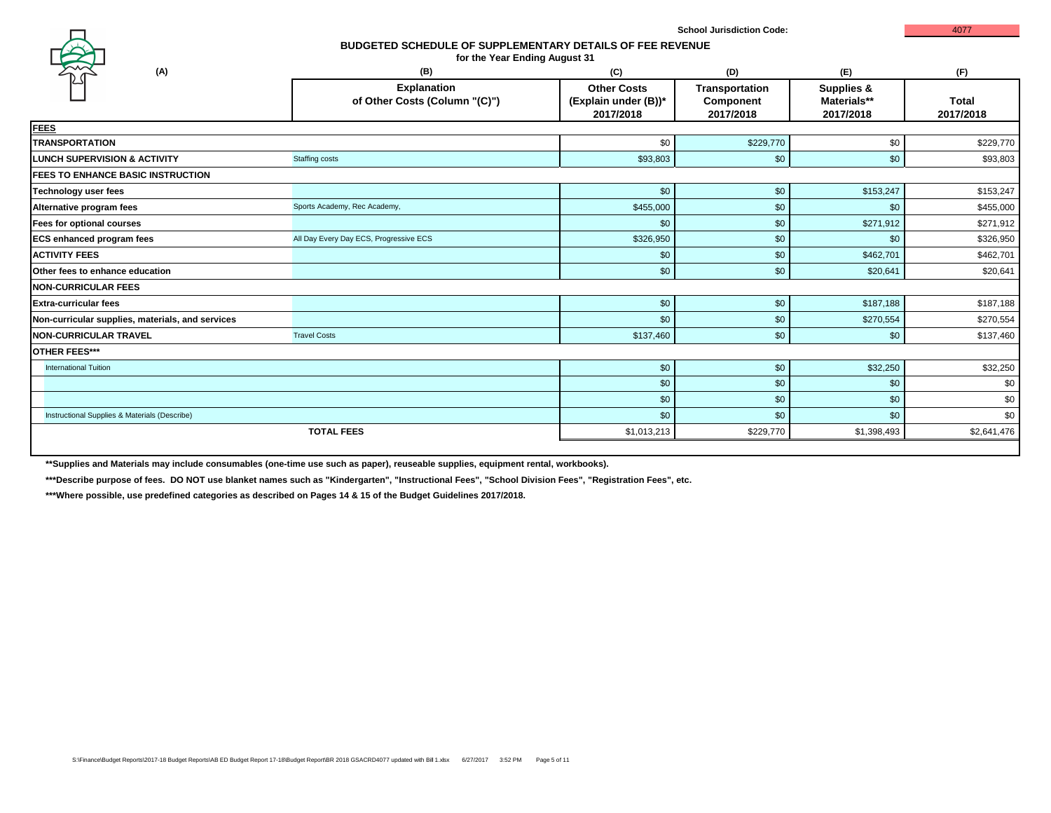School Jurisdiction Code: 4077

## BUDGETED SCHEDULE OF SUPPLEMENTARY DETAILS OF FEE REVENUE

**for the Year Ending August 31**

| (A) | (B) Explanation of Other Costs (Column "(C)") | (C) Other Costs (Explain under (B))* 2017/2018 | (D) Transportation Component 2017/2018 | (E) Supplies & Materials** 2017/2018 | (F) Total 2017/2018 |
|---|---|---|---|---|---|
| **FEES** | | | | | |
| **TRANSPORTATION** | | $0 | $229,770 | $0 | $229,770 |
| **LUNCH SUPERVISION & ACTIVITY** | Staffing costs | $93,803 | $0 | $0 | $93,803 |
| **FEES TO ENHANCE BASIC INSTRUCTION** | | | | | |
| **Technology user fees** | | $0 | $0 | $153,247 | $153,247 |
| **Alternative program fees** | Sports Academy, Rec Academy, | $455,000 | $0 | $0 | $455,000 |
| **Fees for optional courses** | | $0 | $0 | $271,912 | $271,912 |
| **ECS enhanced program fees** | All Day Every Day ECS, Progressive ECS | $326,950 | $0 | $0 | $326,950 |
| **ACTIVITY FEES** | | $0 | $0 | $462,701 | $462,701 |
| **Other fees to enhance education** | | $0 | $0 | $20,641 | $20,641 |
| **NON-CURRICULAR FEES** | | | | | |
| **Extra-curricular fees** | | $0 | $0 | $187,188 | $187,188 |
| **Non-curricular supplies, materials, and services** | | $0 | $0 | $270,554 | $270,554 |
| **NON-CURRICULAR TRAVEL** | Travel Costs | $137,460 | $0 | $0 | $137,460 |
| **OTHER FEES*** ** | | | | | |
| International Tuition | | $0 | $0 | $32,250 | $32,250 |
| | | $0 | $0 | $0 | $0 |
| | | $0 | $0 | $0 | $0 |
| Instructional Supplies & Materials (Describe) | | $0 | $0 | $0 | $0 |
| **TOTAL FEES** | | $1,013,213 | $229,770 | $1,398,493 | $2,641,476 |

**Supplies and Materials may include consumables (one-time use such as paper), reuseable supplies, equipment rental, workbooks).**

***Describe purpose of fees. DO NOT use blanket names such as "Kindergarten", "Instructional Fees", "School Division Fees", "Registration Fees", etc.***

***Where possible, use predefined categories as described on Pages 14 & 15 of the Budget Guidelines 2017/2018.***

S:\Finance\Budget Reports\2017-18 Budget Reports\AB ED Budget Report 17-18\Budget Report\BR 2018 GSACRD4077 updated with Bill 1.xlsx 6/27/2017 3:52 PM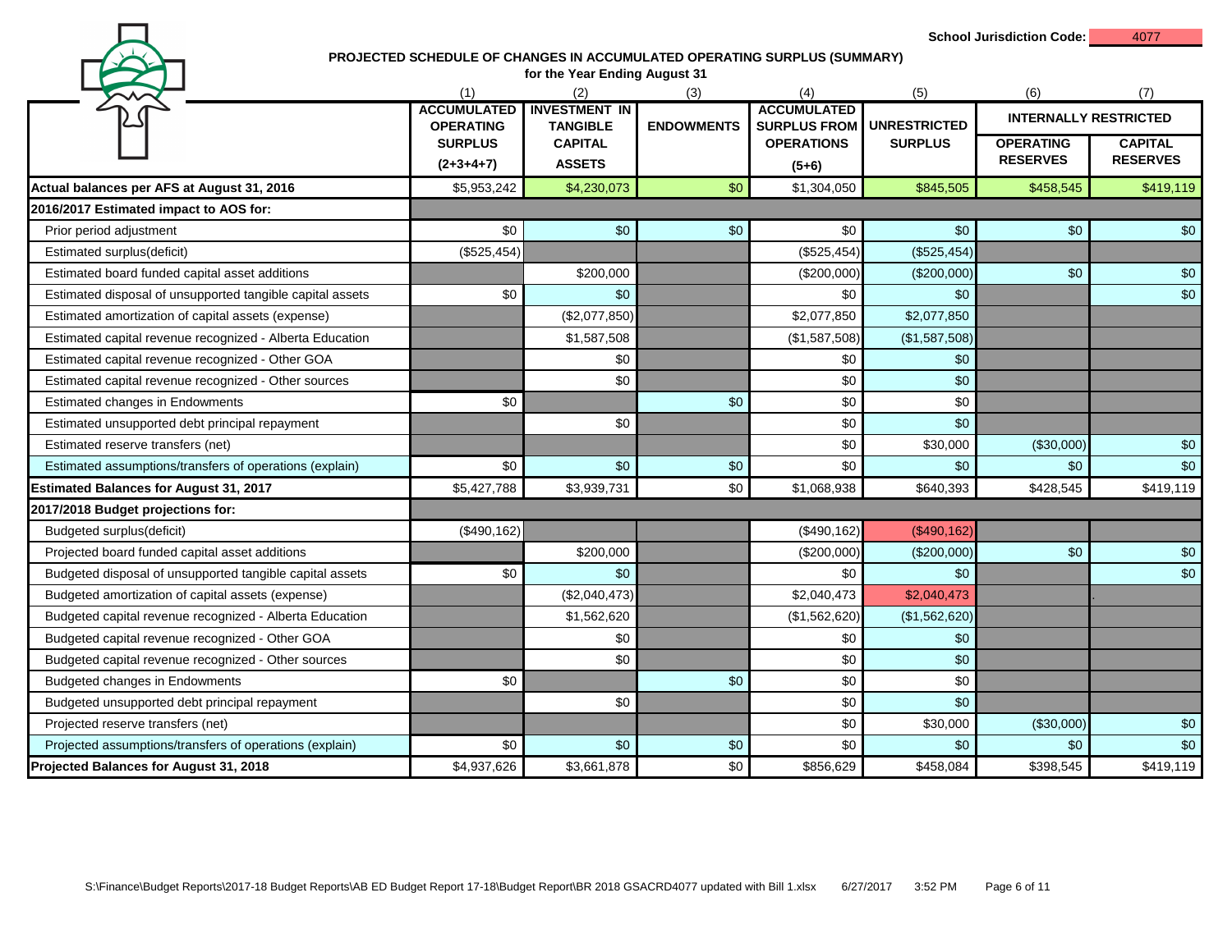School Jurisdiction Code: 4077

## PROJECTED SCHEDULE OF CHANGES IN ACCUMULATED OPERATING SURPLUS (SUMMARY)

**for the Year Ending August 31**

| | (1) | (2) | (3) | (4) | (5) | (6) | (7) |
|---|---|---|---|---|---|---|---|
| | ACCUMULATED OPERATING SURPLUS (2+3+4+7) | INVESTMENT IN TANGIBLE CAPITAL ASSETS | ENDOWMENTS | ACCUMULATED SURPLUS FROM OPERATIONS (5+6) | UNRESTRICTED SURPLUS | INTERNALLY RESTRICTED | |
| | | | | | | OPERATING RESERVES | CAPITAL RESERVES |
| **Actual balances per AFS at August 31, 2016** | $5,953,242 | $4,230,073 | $0 | $1,304,050 | $845,505 | $458,545 | $419,119 |
| **2016/2017 Estimated impact to AOS for:** | | | | | | | |
| Prior period adjustment | $0 | $0 | $0 | $0 | $0 | $0 | $0 |
| Estimated surplus(deficit) | ($525,454) | | | ($525,454) | ($525,454) | | |
| Estimated board funded capital asset additions | | $200,000 | | ($200,000) | ($200,000) | $0 | $0 |
| Estimated disposal of unsupported tangible capital assets | $0 | $0 | | $0 | $0 | | $0 |
| Estimated amortization of capital assets (expense) | | ($2,077,850) | | $2,077,850 | $2,077,850 | | |
| Estimated capital revenue recognized - Alberta Education | | $1,587,508 | | ($1,587,508) | ($1,587,508) | | |
| Estimated capital revenue recognized - Other GOA | | $0 | | $0 | $0 | | |
| Estimated capital revenue recognized - Other sources | | $0 | | $0 | $0 | | |
| Estimated changes in Endowments | $0 | | $0 | $0 | $0 | | |
| Estimated unsupported debt principal repayment | | $0 | | $0 | $0 | | |
| Estimated reserve transfers (net) | | | | $0 | $30,000 | ($30,000) | $0 |
| Estimated assumptions/transfers of operations (explain) | $0 | $0 | $0 | $0 | $0 | $0 | $0 |
| **Estimated Balances for August 31, 2017** | $5,427,788 | $3,939,731 | $0 | $1,068,938 | $640,393 | $428,545 | $419,119 |
| **2017/2018 Budget projections for:** | | | | | | | |
| Budgeted surplus(deficit) | ($490,162) | | | ($490,162) | ($490,162) | | |
| Projected board funded capital asset additions | | $200,000 | | ($200,000) | ($200,000) | $0 | $0 |
| Budgeted disposal of unsupported tangible capital assets | $0 | $0 | | $0 | $0 | | $0 |
| Budgeted amortization of capital assets (expense) | | ($2,040,473) | | $2,040,473 | $2,040,473 | | . |
| Budgeted capital revenue recognized - Alberta Education | | $1,562,620 | | ($1,562,620) | ($1,562,620) | | |
| Budgeted capital revenue recognized - Other GOA | | $0 | | $0 | $0 | | |
| Budgeted capital revenue recognized - Other sources | | $0 | | $0 | $0 | | |
| Budgeted changes in Endowments | $0 | | $0 | $0 | $0 | | |
| Budgeted unsupported debt principal repayment | | $0 | | $0 | $0 | | |
| Projected reserve transfers (net) | | | | $0 | $30,000 | ($30,000) | $0 |
| Projected assumptions/transfers of operations (explain) | $0 | $0 | $0 | $0 | $0 | $0 | $0 |
| **Projected Balances for August 31, 2018** | $4,937,626 | $3,661,878 | $0 | $856,629 | $458,084 | $398,545 | $419,119 |

S:\Finance\Budget Reports\2017-18 Budget Reports\AB ED Budget Report 17-18\Budget Report\BR 2018 GSACRD4077 updated with Bill 1.xlsx 6/27/2017 3:52 PM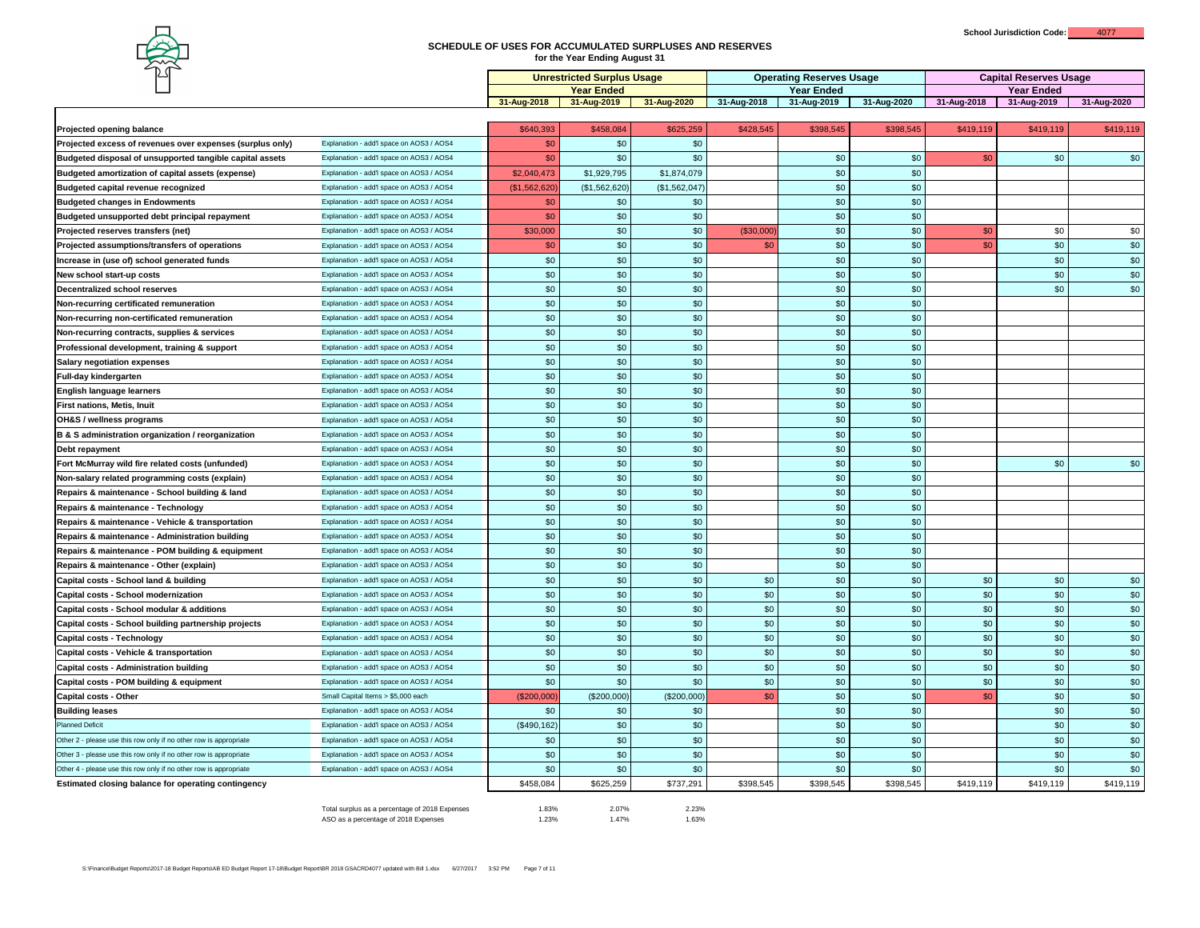School Jurisdiction Code: 4077

# SCHEDULE OF USES FOR ACCUMULATED SURPLUSES AND RESERVES

**for the Year Ending August 31**

| | | Unrestricted Surplus Usage | | | Operating Reserves Usage | | | Capital Reserves Usage | | |
|---|---|---|---|---|---|---|---|---|---|---|
| | | Year Ended | | | Year Ended | | | Year Ended | | |
| | | 31-Aug-2018 | 31-Aug-2019 | 31-Aug-2020 | 31-Aug-2018 | 31-Aug-2019 | 31-Aug-2020 | 31-Aug-2018 | 31-Aug-2019 | 31-Aug-2020 |
| **Projected opening balance** | | $640,393 | $458,084 | $625,259 | $428,545 | $398,545 | $398,545 | $419,119 | $419,119 | $419,119 |
| **Projected excess of revenues over expenses (surplus only)** | Explanation - add'l space on AOS3 / AOS4 | $0 | $0 | $0 | | | | | | |
| **Budgeted disposal of unsupported tangible capital assets** | Explanation - add'l space on AOS3 / AOS4 | $0 | $0 | $0 | | $0 | $0 | $0 | $0 | $0 |
| **Budgeted amortization of capital assets (expense)** | Explanation - add'l space on AOS3 / AOS4 | $2,040,473 | $1,929,795 | $1,874,079 | | $0 | $0 | | | |
| **Budgeted capital revenue recognized** | Explanation - add'l space on AOS3 / AOS4 | ($1,562,620) | ($1,562,620) | ($1,562,047) | | $0 | $0 | | | |
| **Budgeted changes in Endowments** | Explanation - add'l space on AOS3 / AOS4 | $0 | $0 | $0 | | $0 | $0 | | | |
| **Budgeted unsupported debt principal repayment** | Explanation - add'l space on AOS3 / AOS4 | $0 | $0 | $0 | | $0 | $0 | | | |
| **Projected reserves transfers (net)** | Explanation - add'l space on AOS3 / AOS4 | $30,000 | $0 | $0 | ($30,000) | $0 | $0 | $0 | $0 | $0 |
| **Projected assumptions/transfers of operations** | Explanation - add'l space on AOS3 / AOS4 | $0 | $0 | $0 | $0 | $0 | $0 | $0 | $0 | $0 |
| **Increase in (use of) school generated funds** | Explanation - add'l space on AOS3 / AOS4 | $0 | $0 | $0 | | $0 | $0 | | $0 | $0 |
| **New school start-up costs** | Explanation - add'l space on AOS3 / AOS4 | $0 | $0 | $0 | | $0 | $0 | | $0 | $0 |
| **Decentralized school reserves** | Explanation - add'l space on AOS3 / AOS4 | $0 | $0 | $0 | | $0 | $0 | | $0 | $0 |
| **Non-recurring certificated remuneration** | Explanation - add'l space on AOS3 / AOS4 | $0 | $0 | $0 | | $0 | $0 | | | |
| **Non-recurring non-certificated remuneration** | Explanation - add'l space on AOS3 / AOS4 | $0 | $0 | $0 | | $0 | $0 | | | |
| **Non-recurring contracts, supplies & services** | Explanation - add'l space on AOS3 / AOS4 | $0 | $0 | $0 | | $0 | $0 | | | |
| **Professional development, training & support** | Explanation - add'l space on AOS3 / AOS4 | $0 | $0 | $0 | | $0 | $0 | | | |
| **Salary negotiation expenses** | Explanation - add'l space on AOS3 / AOS4 | $0 | $0 | $0 | | $0 | $0 | | | |
| **Full-day kindergarten** | Explanation - add'l space on AOS3 / AOS4 | $0 | $0 | $0 | | $0 | $0 | | | |
| **English language learners** | Explanation - add'l space on AOS3 / AOS4 | $0 | $0 | $0 | | $0 | $0 | | | |
| **First nations, Metis, Inuit** | Explanation - add'l space on AOS3 / AOS4 | $0 | $0 | $0 | | $0 | $0 | | | |
| **OH&S / wellness programs** | Explanation - add'l space on AOS3 / AOS4 | $0 | $0 | $0 | | $0 | $0 | | | |
| **B & S administration organization / reorganization** | Explanation - add'l space on AOS3 / AOS4 | $0 | $0 | $0 | | $0 | $0 | | | |
| **Debt repayment** | Explanation - add'l space on AOS3 / AOS4 | $0 | $0 | $0 | | $0 | $0 | | | |
| **Fort McMurray wild fire related costs (unfunded)** | Explanation - add'l space on AOS3 / AOS4 | $0 | $0 | $0 | | $0 | $0 | | $0 | $0 |
| **Non-salary related programming costs (explain)** | Explanation - add'l space on AOS3 / AOS4 | $0 | $0 | $0 | | $0 | $0 | | | |
| **Repairs & maintenance - School building & land** | Explanation - add'l space on AOS3 / AOS4 | $0 | $0 | $0 | | $0 | $0 | | | |
| **Repairs & maintenance - Technology** | Explanation - add'l space on AOS3 / AOS4 | $0 | $0 | $0 | | $0 | $0 | | | |
| **Repairs & maintenance - Vehicle & transportation** | Explanation - add'l space on AOS3 / AOS4 | $0 | $0 | $0 | | $0 | $0 | | | |
| **Repairs & maintenance - Administration building** | Explanation - add'l space on AOS3 / AOS4 | $0 | $0 | $0 | | $0 | $0 | | | |
| **Repairs & maintenance - POM building & equipment** | Explanation - add'l space on AOS3 / AOS4 | $0 | $0 | $0 | | $0 | $0 | | | |
| **Repairs & maintenance - Other (explain)** | Explanation - add'l space on AOS3 / AOS4 | $0 | $0 | $0 | | $0 | $0 | | | |
| **Capital costs - School land & building** | Explanation - add'l space on AOS3 / AOS4 | $0 | $0 | $0 | $0 | $0 | $0 | $0 | $0 | $0 |
| **Capital costs - School modernization** | Explanation - add'l space on AOS3 / AOS4 | $0 | $0 | $0 | $0 | $0 | $0 | $0 | $0 | $0 |
| **Capital costs - School modular & additions** | Explanation - add'l space on AOS3 / AOS4 | $0 | $0 | $0 | $0 | $0 | $0 | $0 | $0 | $0 |
| **Capital costs - School building partnership projects** | Explanation - add'l space on AOS3 / AOS4 | $0 | $0 | $0 | $0 | $0 | $0 | $0 | $0 | $0 |
| **Capital costs - Technology** | Explanation - add'l space on AOS3 / AOS4 | $0 | $0 | $0 | $0 | $0 | $0 | $0 | $0 | $0 |
| **Capital costs - Vehicle & transportation** | Explanation - add'l space on AOS3 / AOS4 | $0 | $0 | $0 | $0 | $0 | $0 | $0 | $0 | $0 |
| **Capital costs - Administration building** | Explanation - add'l space on AOS3 / AOS4 | $0 | $0 | $0 | $0 | $0 | $0 | $0 | $0 | $0 |
| **Capital costs - POM building & equipment** | Explanation - add'l space on AOS3 / AOS4 | $0 | $0 | $0 | $0 | $0 | $0 | $0 | $0 | $0 |
| **Capital costs - Other** | Small Capital Items > $5,000 each | ($200,000) | ($200,000) | ($200,000) | $0 | $0 | $0 | $0 | $0 | $0 |
| **Building leases** | Explanation - add'l space on AOS3 / AOS4 | $0 | $0 | $0 | | $0 | $0 | | $0 | $0 |
| Planned Deficit | Explanation - add'l space on AOS3 / AOS4 | ($490,162) | $0 | $0 | | $0 | $0 | | $0 | $0 |
| Other 2 - please use this row only if no other row is appropriate | Explanation - add'l space on AOS3 / AOS4 | $0 | $0 | $0 | | $0 | $0 | | $0 | $0 |
| Other 3 - please use this row only if no other row is appropriate | Explanation - add'l space on AOS3 / AOS4 | $0 | $0 | $0 | | $0 | $0 | | $0 | $0 |
| Other 4 - please use this row only if no other row is appropriate | Explanation - add'l space on AOS3 / AOS4 | $0 | $0 | $0 | | $0 | $0 | | $0 | $0 |
| **Estimated closing balance for operating contingency** | | $458,084 | $625,259 | $737,291 | $398,545 | $398,545 | $398,545 | $419,119 | $419,119 | $419,119 |

| | 31-Aug-2018 | 31-Aug-2019 | 31-Aug-2020 |
|---|---|---|---|
| Total surplus as a percentage of 2018 Expenses | 1.83% | 2.07% | 2.23% |
| ASO as a percentage of 2018 Expenses | 1.23% | 1.47% | 1.63% |

S:\Finance\Budget Reports\2017-18 Budget Reports\AB ED Budget Report 17-18\Budget Report\BR 2018 GSACRD4077 updated with Bill 1.xlsx 6/27/2017 3:52 PM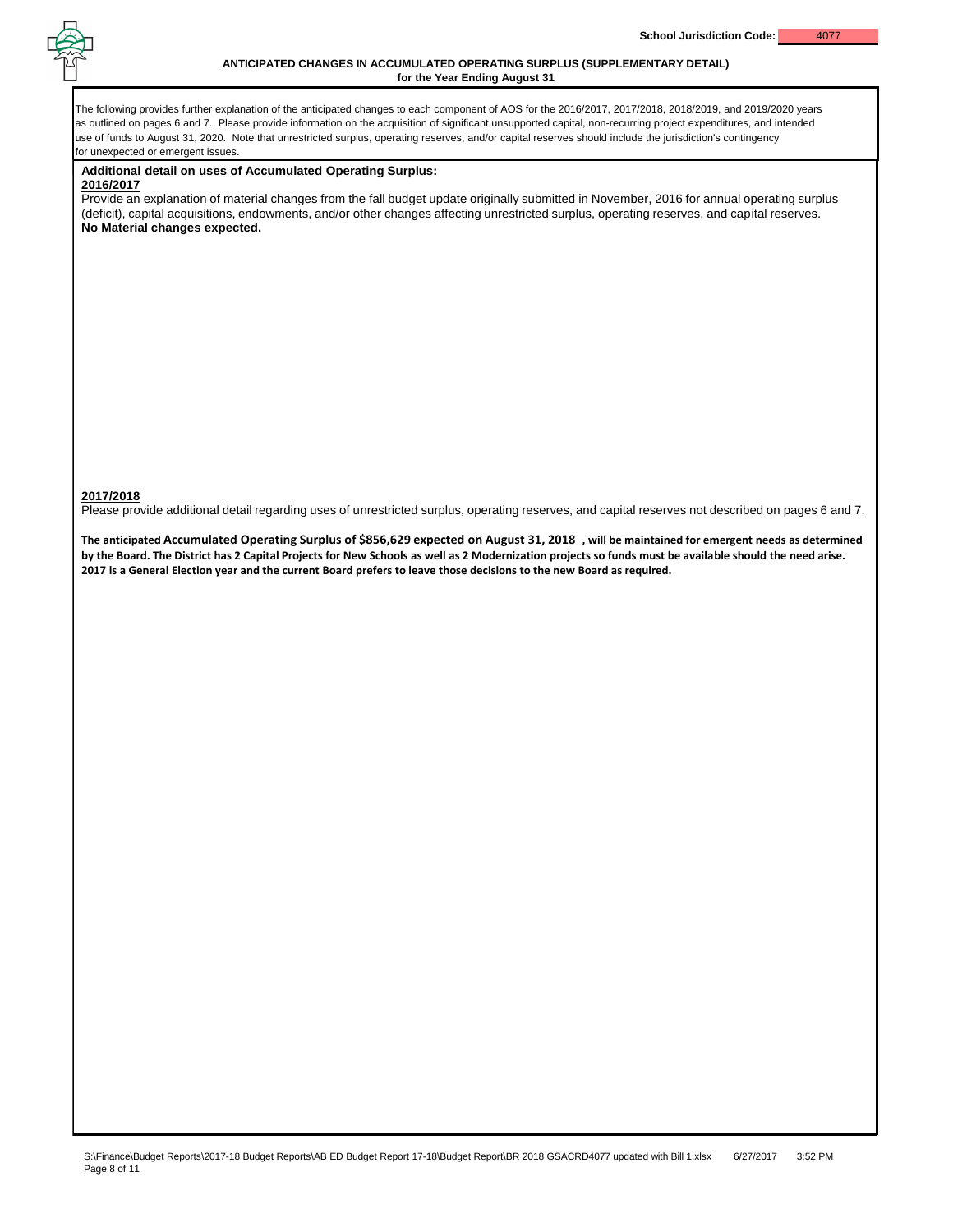School Jurisdiction Code: 4077

**ANTICIPATED CHANGES IN ACCUMULATED OPERATING SURPLUS (SUPPLEMENTARY DETAIL)**
**for the Year Ending August 31**

The following provides further explanation of the anticipated changes to each component of AOS for the 2016/2017, 2017/2018, 2018/2019, and 2019/2020 years as outlined on pages 6 and 7. Please provide information on the acquisition of significant unsupported capital, non-recurring project expenditures, and intended use of funds to August 31, 2020. Note that unrestricted surplus, operating reserves, and/or capital reserves should include the jurisdiction's contingency for unexpected or emergent issues.

**Additional detail on uses of Accumulated Operating Surplus:**

**2016/2017**

Provide an explanation of material changes from the fall budget update originally submitted in November, 2016 for annual operating surplus (deficit), capital acquisitions, endowments, and/or other changes affecting unrestricted surplus, operating reserves, and capital reserves.

**No Material changes expected.**

**2017/2018**

Please provide additional detail regarding uses of unrestricted surplus, operating reserves, and capital reserves not described on pages 6 and 7.

**The anticipated Accumulated Operating Surplus of $856,629 expected on August 31, 2018 , will be maintained for emergent needs as determined by the Board. The District has 2 Capital Projects for New Schools as well as 2 Modernization projects so funds must be available should the need arise. 2017 is a General Election year and the current Board prefers to leave those decisions to the new Board as required.**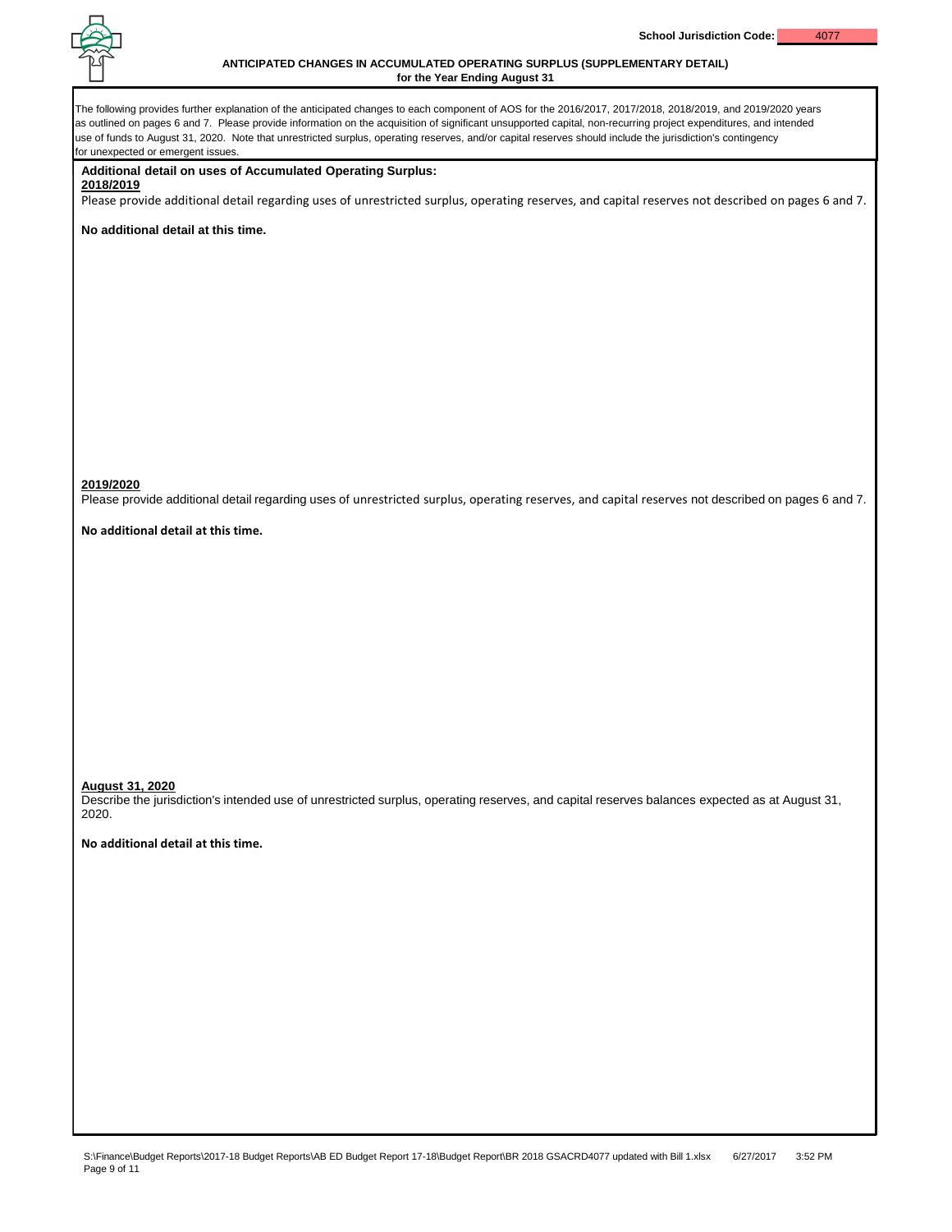School Jurisdiction Code: 4077

## ANTICIPATED CHANGES IN ACCUMULATED OPERATING SURPLUS (SUPPLEMENTARY DETAIL)
### for the Year Ending August 31

The following provides further explanation of the anticipated changes to each component of AOS for the 2016/2017, 2017/2018, 2018/2019, and 2019/2020 years as outlined on pages 6 and 7. Please provide information on the acquisition of significant unsupported capital, non-recurring project expenditures, and intended use of funds to August 31, 2020. Note that unrestricted surplus, operating reserves, and/or capital reserves should include the jurisdiction's contingency for unexpected or emergent issues.

**Additional detail on uses of Accumulated Operating Surplus:**

**2018/2019**

Please provide additional detail regarding uses of unrestricted surplus, operating reserves, and capital reserves not described on pages 6 and 7.

**No additional detail at this time.**

**2019/2020**

Please provide additional detail regarding uses of unrestricted surplus, operating reserves, and capital reserves not described on pages 6 and 7.

**No additional detail at this time.**

**August 31, 2020**

Describe the jurisdiction's intended use of unrestricted surplus, operating reserves, and capital reserves balances expected as at August 31, 2020.

**No additional detail at this time.**

S:\Finance\Budget Reports\2017-18 Budget Reports\AB ED Budget Report 17-18\Budget Report\BR 2018 GSACRD4077 updated with Bill 1.xlsx 6/27/2017 3:52 PM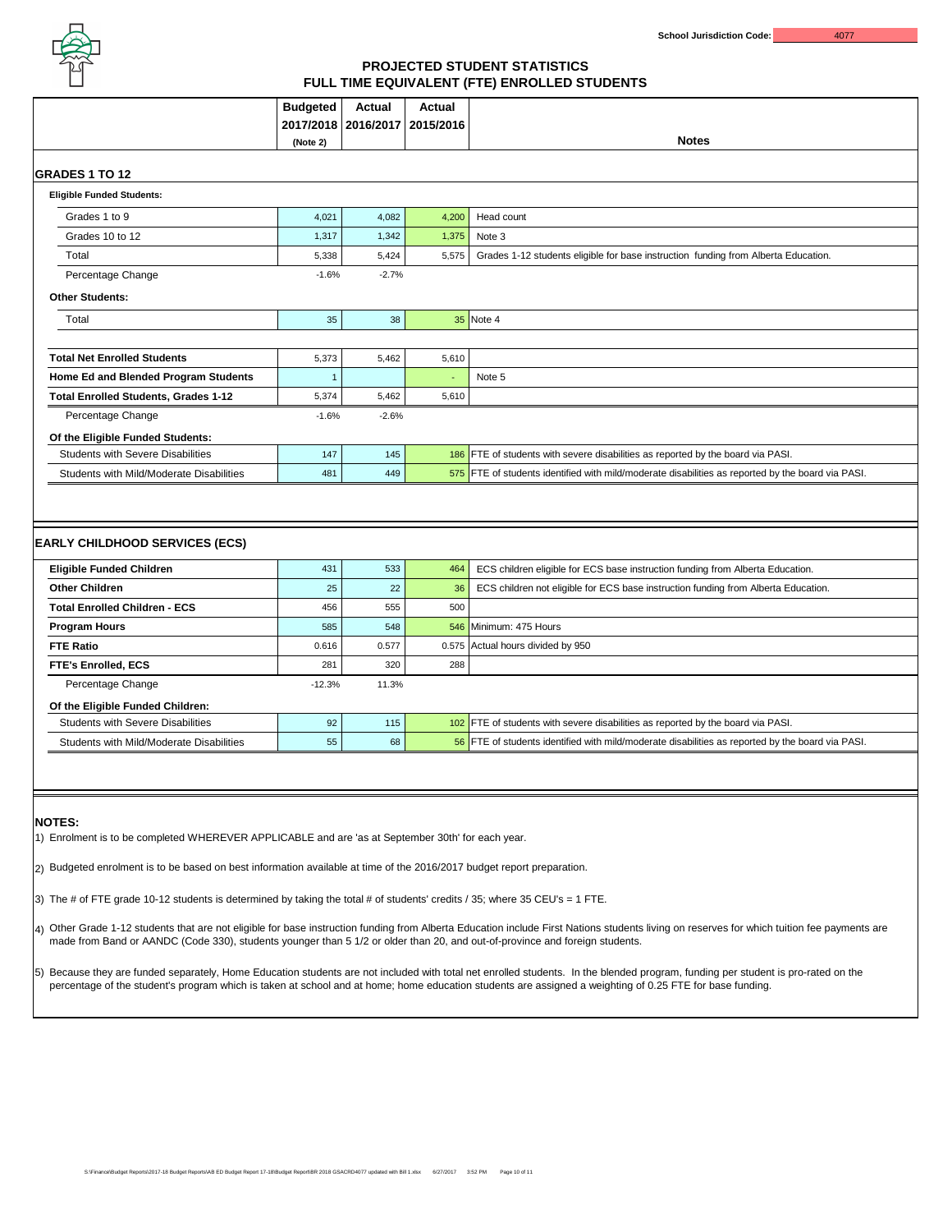School Jurisdiction Code: 4077

# PROJECTED STUDENT STATISTICS
## FULL TIME EQUIVALENT (FTE) ENROLLED STUDENTS

| | Budgeted 2017/2018 (Note 2) | Actual 2016/2017 | Actual 2015/2016 | Notes |
|---|---|---|---|---|
| **GRADES 1 TO 12** | | | | |
| **Eligible Funded Students:** | | | | |
| Grades 1 to 9 | 4,021 | 4,082 | 4,200 | Head count |
| Grades 10 to 12 | 1,317 | 1,342 | 1,375 | Note 3 |
| Total | 5,338 | 5,424 | 5,575 | Grades 1-12 students eligible for base instruction funding from Alberta Education. |
| Percentage Change | -1.6% | -2.7% | | |
| **Other Students:** | | | | |
| Total | 35 | 38 | 35 | Note 4 |
| **Total Net Enrolled Students** | 5,373 | 5,462 | 5,610 | |
| **Home Ed and Blended Program Students** | 1 | | - | Note 5 |
| **Total Enrolled Students, Grades 1-12** | 5,374 | 5,462 | 5,610 | |
| Percentage Change | -1.6% | -2.6% | | |
| **Of the Eligible Funded Students:** | | | | |
| Students with Severe Disabilities | 147 | 145 | 186 | FTE of students with severe disabilities as reported by the board via PASI. |
| Students with Mild/Moderate Disabilities | 481 | 449 | 575 | FTE of students identified with mild/moderate disabilities as reported by the board via PASI. |
| **EARLY CHILDHOOD SERVICES (ECS)** | | | | |
| **Eligible Funded Children** | 431 | 533 | 464 | ECS children eligible for ECS base instruction funding from Alberta Education. |
| **Other Children** | 25 | 22 | 36 | ECS children not eligible for ECS base instruction funding from Alberta Education. |
| **Total Enrolled Children - ECS** | 456 | 555 | 500 | |
| **Program Hours** | 585 | 548 | 546 | Minimum: 475 Hours |
| **FTE Ratio** | 0.616 | 0.577 | 0.575 | Actual hours divided by 950 |
| **FTE's Enrolled, ECS** | 281 | 320 | 288 | |
| Percentage Change | -12.3% | 11.3% | | |
| **Of the Eligible Funded Children:** | | | | |
| Students with Severe Disabilities | 92 | 115 | 102 | FTE of students with severe disabilities as reported by the board via PASI. |
| Students with Mild/Moderate Disabilities | 55 | 68 | 56 | FTE of students identified with mild/moderate disabilities as reported by the board via PASI. |

**NOTES:**

1) Enrolment is to be completed WHEREVER APPLICABLE and are 'as at September 30th' for each year.

2) Budgeted enrolment is to be based on best information available at time of the 2016/2017 budget report preparation.

3) The # of FTE grade 10-12 students is determined by taking the total # of students' credits / 35; where 35 CEU's = 1 FTE.

4) Other Grade 1-12 students that are not eligible for base instruction funding from Alberta Education include First Nations students living on reserves for which tuition fee payments are made from Band or AANDC (Code 330), students younger than 5 1/2 or older than 20, and out-of-province and foreign students.

5) Because they are funded separately, Home Education students are not included with total net enrolled students. In the blended program, funding per student is pro-rated on the percentage of the student's program which is taken at school and at home; home education students are assigned a weighting of 0.25 FTE for base funding.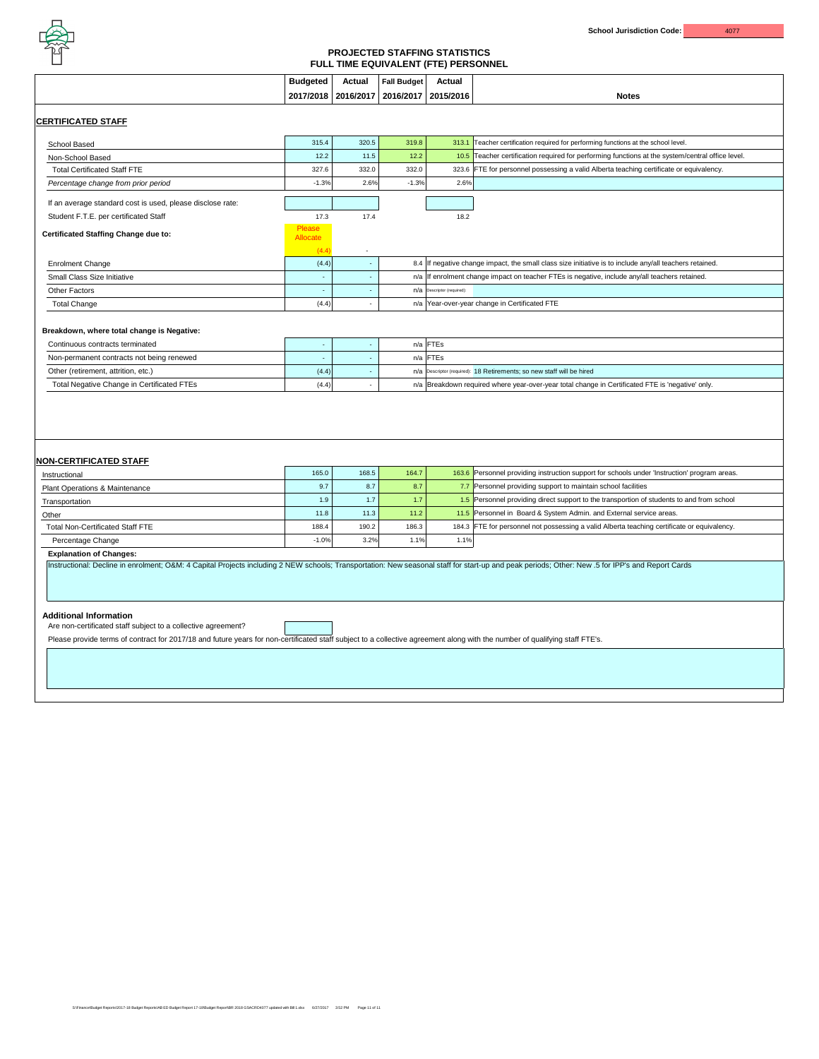School Jurisdiction Code: 4077

# PROJECTED STAFFING STATISTICS
## FULL TIME EQUIVALENT (FTE) PERSONNEL

| | Budgeted 2017/2018 | Actual 2016/2017 | Fall Budget 2016/2017 | Actual 2015/2016 | Notes |
|---|---|---|---|---|---|
| **CERTIFICATED STAFF** | | | | | |
| School Based | 315.4 | 320.5 | 319.8 | 313.1 | Teacher certification required for performing functions at the school level. |
| Non-School Based | 12.2 | 11.5 | 12.2 | 10.5 | Teacher certification required for performing functions at the system/central office level. |
| Total Certificated Staff FTE | 327.6 | 332.0 | 332.0 | 323.6 | FTE for personnel possessing a valid Alberta teaching certificate or equivalency. |
| *Percentage change from prior period* | -1.3% | 2.6% | -1.3% | 2.6% | |
| If an average standard cost is used, please disclose rate: | | | | | |
| Student F.T.E. per certificated Staff | 17.3 | 17.4 | | 18.2 | |
| **Certificated Staffing Change due to:** | Please Allocate (4.4) | - | | | |
| Enrolment Change | (4.4) | - | | 8.4 | If negative change impact, the small class size initiative is to include any/all teachers retained. |
| Small Class Size Initiative | - | - | | n/a | If enrolment change impact on teacher FTEs is negative, include any/all teachers retained. |
| Other Factors | - | - | | n/a | Descriptor (required): |
| Total Change | (4.4) | - | | n/a | Year-over-year change in Certificated FTE |
| **Breakdown, where total change is Negative:** | | | | | |
| Continuous contracts terminated | - | - | | n/a | FTEs |
| Non-permanent contracts not being renewed | - | - | | n/a | FTEs |
| Other (retirement, attrition, etc.) | (4.4) | - | | n/a | Descriptor (required): 18 Retirements; so new staff will be hired |
| Total Negative Change in Certificated FTEs | (4.4) | - | | n/a | Breakdown required where year-over-year total change in Certificated FTE is 'negative' only. |
| **NON-CERTIFICATED STAFF** | | | | | |
| Instructional | 165.0 | 168.5 | 164.7 | 163.6 | Personnel providing instruction support for schools under 'Instruction' program areas. |
| Plant Operations & Maintenance | 9.7 | 8.7 | 8.7 | 7.7 | Personnel providing support to maintain school facilities |
| Transportation | 1.9 | 1.7 | 1.7 | 1.5 | Personnel providing direct support to the transportion of students to and from school |
| Other | 11.8 | 11.3 | 11.2 | 11.5 | Personnel in Board & System Admin. and External service areas. |
| Total Non-Certificated Staff FTE | 188.4 | 190.2 | 186.3 | 184.3 | FTE for personnel not possessing a valid Alberta teaching certificate or equivalency. |
| Percentage Change | -1.0% | 3.2% | 1.1% | 1.1% | |

**Explanation of Changes:**

Instructional: Decline in enrolment; O&M: 4 Capital Projects including 2 NEW schools; Transportation: New seasonal staff for start-up and peak periods; Other: New .5 for IPP's and Report Cards

**Additional Information**

Are non-certificated staff subject to a collective agreement?

Please provide terms of contract for 2017/18 and future years for non-certificated staff subject to a collective agreement along with the number of qualifying staff FTE's.